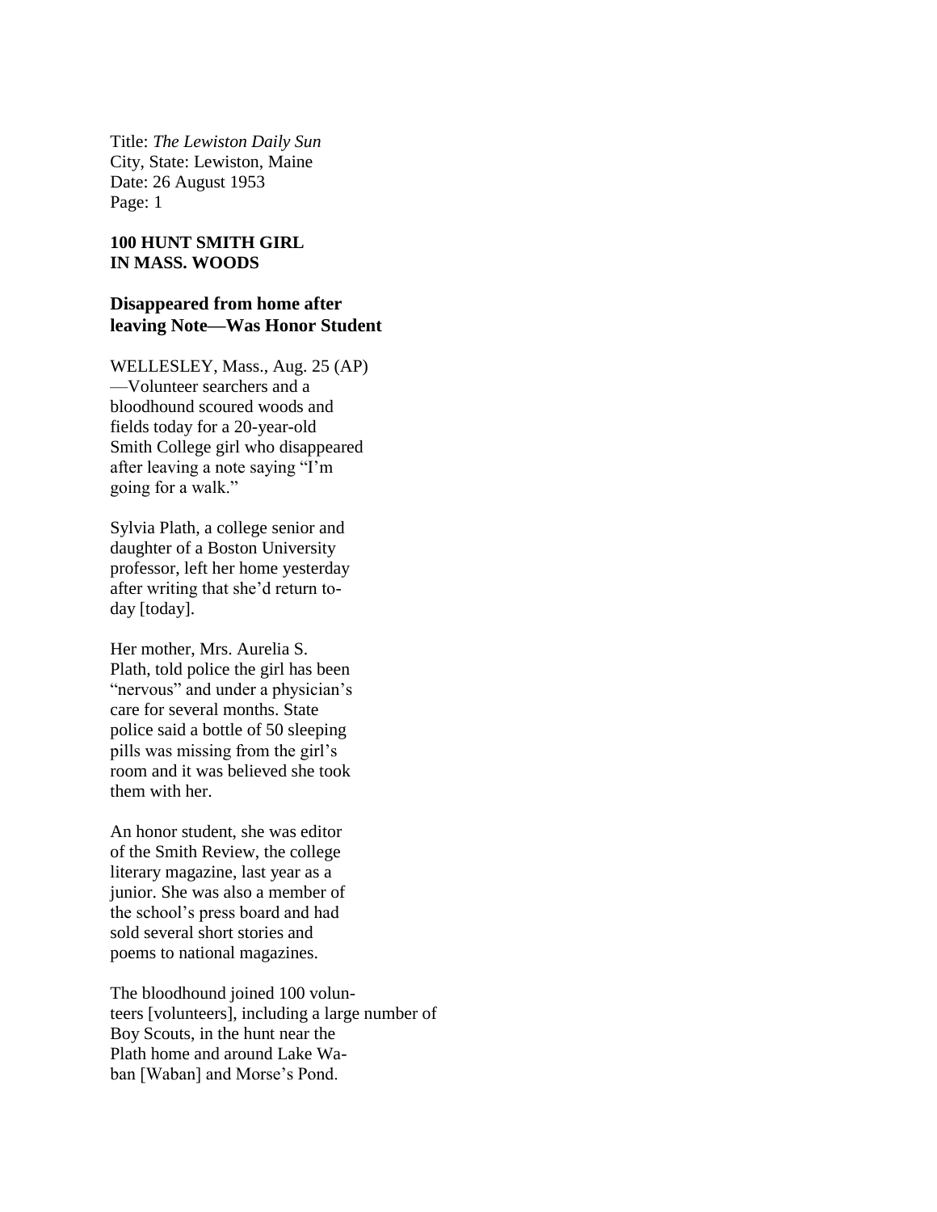Title: *The Lewiston Daily Sun*
City, State: Lewiston, Maine
Date: 26 August 1953
Page: 1

**100 HUNT SMITH GIRL
IN MASS. WOODS**

**Disappeared from home after leaving Note—Was Honor Student**

WELLESLEY, Mass., Aug. 25 (AP) —Volunteer searchers and a bloodhound scoured woods and fields today for a 20-year-old Smith College girl who disappeared after leaving a note saying "I'm going for a walk."

Sylvia Plath, a college senior and daughter of a Boston University professor, left her home yesterday after writing that she'd return to-day [today].

Her mother, Mrs. Aurelia S. Plath, told police the girl has been "nervous" and under a physician's care for several months. State police said a bottle of 50 sleeping pills was missing from the girl's room and it was believed she took them with her.

An honor student, she was editor of the Smith Review, the college literary magazine, last year as a junior. She was also a member of the school's press board and had sold several short stories and poems to national magazines.

The bloodhound joined 100 volun-teers [volunteers], including a large number of Boy Scouts, in the hunt near the Plath home and around Lake Wa-ban [Waban] and Morse's Pond.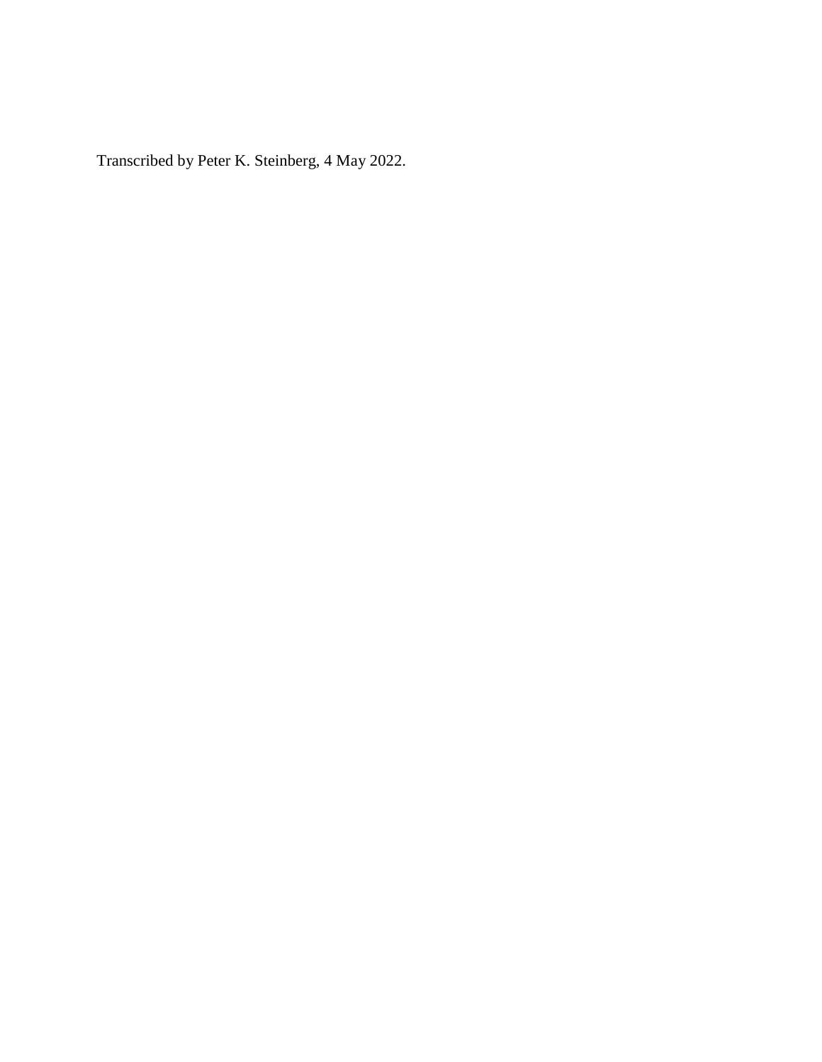Transcribed by Peter K. Steinberg, 4 May 2022.